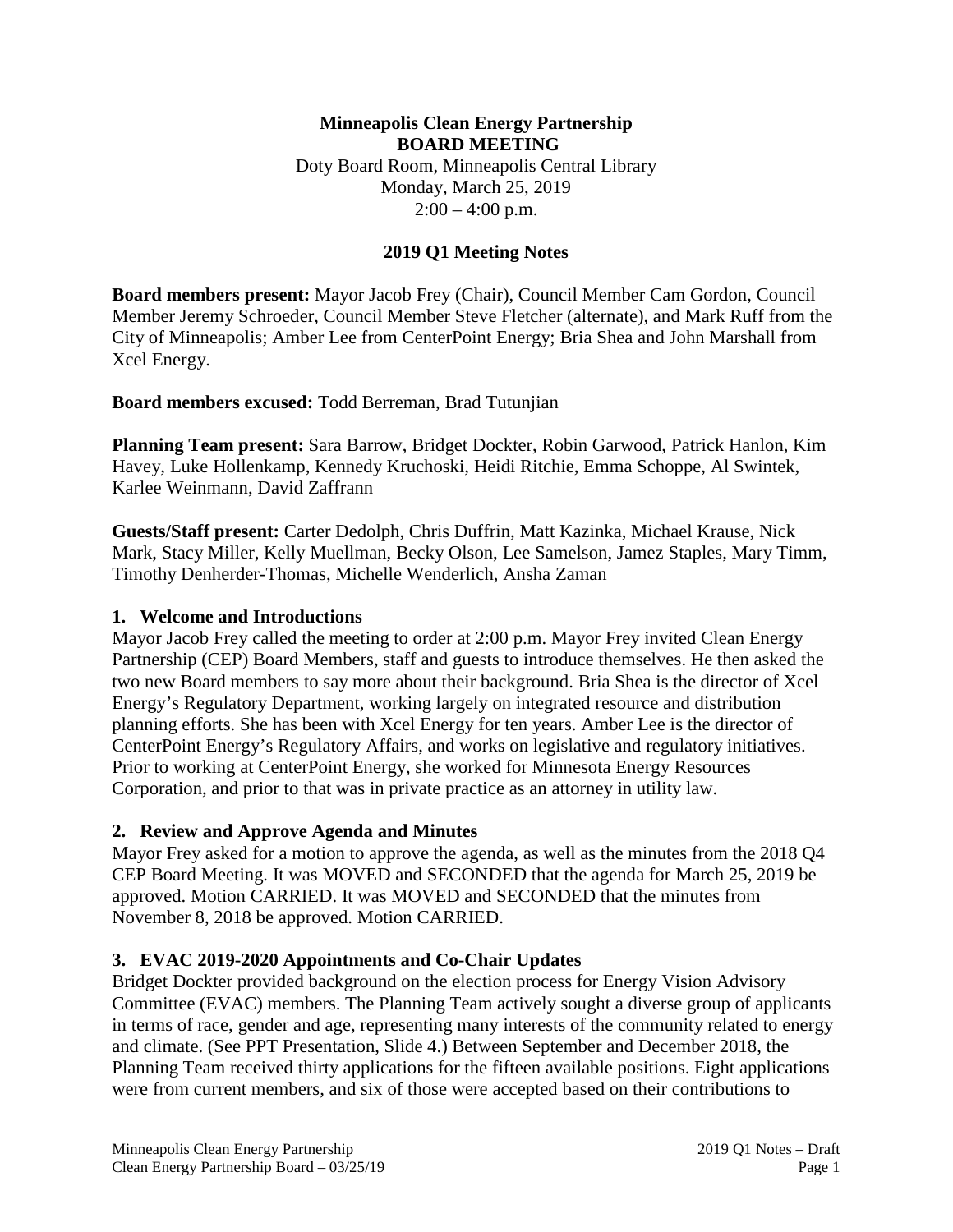**Minneapolis Clean Energy Partnership**
**BOARD MEETING**
Doty Board Room, Minneapolis Central Library
Monday, March 25, 2019
2:00 – 4:00 p.m.

**2019 Q1 Meeting Notes**

**Board members present:** Mayor Jacob Frey (Chair), Council Member Cam Gordon, Council Member Jeremy Schroeder, Council Member Steve Fletcher (alternate), and Mark Ruff from the City of Minneapolis; Amber Lee from CenterPoint Energy; Bria Shea and John Marshall from Xcel Energy.

**Board members excused:** Todd Berreman, Brad Tutunjian

**Planning Team present:** Sara Barrow, Bridget Dockter, Robin Garwood, Patrick Hanlon, Kim Havey, Luke Hollenkamp, Kennedy Kruchoski, Heidi Ritchie, Emma Schoppe, Al Swintek, Karlee Weinmann, David Zaffrann

**Guests/Staff present:** Carter Dedolph, Chris Duffrin, Matt Kazinka, Michael Krause, Nick Mark, Stacy Miller, Kelly Muellman, Becky Olson, Lee Samelson, Jamez Staples, Mary Timm, Timothy Denherder-Thomas, Michelle Wenderlich, Ansha Zaman

### 1. Welcome and Introductions

Mayor Jacob Frey called the meeting to order at 2:00 p.m. Mayor Frey invited Clean Energy Partnership (CEP) Board Members, staff and guests to introduce themselves. He then asked the two new Board members to say more about their background. Bria Shea is the director of Xcel Energy's Regulatory Department, working largely on integrated resource and distribution planning efforts. She has been with Xcel Energy for ten years. Amber Lee is the director of CenterPoint Energy's Regulatory Affairs, and works on legislative and regulatory initiatives. Prior to working at CenterPoint Energy, she worked for Minnesota Energy Resources Corporation, and prior to that was in private practice as an attorney in utility law.

### 2. Review and Approve Agenda and Minutes

Mayor Frey asked for a motion to approve the agenda, as well as the minutes from the 2018 Q4 CEP Board Meeting. It was MOVED and SECONDED that the agenda for March 25, 2019 be approved. Motion CARRIED. It was MOVED and SECONDED that the minutes from November 8, 2018 be approved. Motion CARRIED.

### 3. EVAC 2019-2020 Appointments and Co-Chair Updates

Bridget Dockter provided background on the election process for Energy Vision Advisory Committee (EVAC) members. The Planning Team actively sought a diverse group of applicants in terms of race, gender and age, representing many interests of the community related to energy and climate. (See PPT Presentation, Slide 4.) Between September and December 2018, the Planning Team received thirty applications for the fifteen available positions. Eight applications were from current members, and six of those were accepted based on their contributions to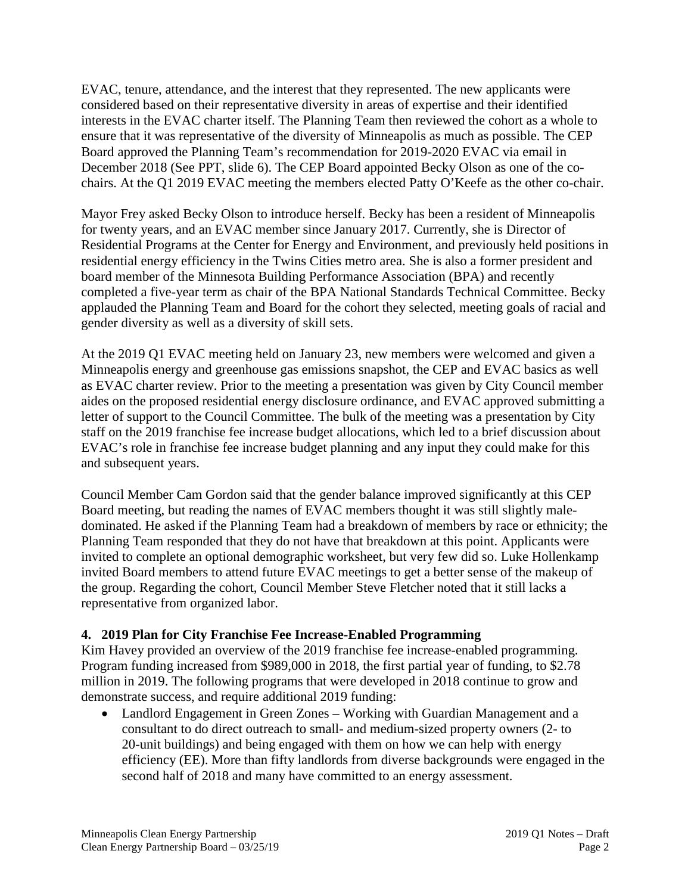EVAC, tenure, attendance, and the interest that they represented. The new applicants were considered based on their representative diversity in areas of expertise and their identified interests in the EVAC charter itself. The Planning Team then reviewed the cohort as a whole to ensure that it was representative of the diversity of Minneapolis as much as possible. The CEP Board approved the Planning Team's recommendation for 2019-2020 EVAC via email in December 2018 (See PPT, slide 6). The CEP Board appointed Becky Olson as one of the co-chairs. At the Q1 2019 EVAC meeting the members elected Patty O'Keefe as the other co-chair.

Mayor Frey asked Becky Olson to introduce herself. Becky has been a resident of Minneapolis for twenty years, and an EVAC member since January 2017. Currently, she is Director of Residential Programs at the Center for Energy and Environment, and previously held positions in residential energy efficiency in the Twins Cities metro area. She is also a former president and board member of the Minnesota Building Performance Association (BPA) and recently completed a five-year term as chair of the BPA National Standards Technical Committee. Becky applauded the Planning Team and Board for the cohort they selected, meeting goals of racial and gender diversity as well as a diversity of skill sets.

At the 2019 Q1 EVAC meeting held on January 23, new members were welcomed and given a Minneapolis energy and greenhouse gas emissions snapshot, the CEP and EVAC basics as well as EVAC charter review. Prior to the meeting a presentation was given by City Council member aides on the proposed residential energy disclosure ordinance, and EVAC approved submitting a letter of support to the Council Committee. The bulk of the meeting was a presentation by City staff on the 2019 franchise fee increase budget allocations, which led to a brief discussion about EVAC's role in franchise fee increase budget planning and any input they could make for this and subsequent years.

Council Member Cam Gordon said that the gender balance improved significantly at this CEP Board meeting, but reading the names of EVAC members thought it was still slightly male-dominated. He asked if the Planning Team had a breakdown of members by race or ethnicity; the Planning Team responded that they do not have that breakdown at this point. Applicants were invited to complete an optional demographic worksheet, but very few did so. Luke Hollenkamp invited Board members to attend future EVAC meetings to get a better sense of the makeup of the group. Regarding the cohort, Council Member Steve Fletcher noted that it still lacks a representative from organized labor.

**4. 2019 Plan for City Franchise Fee Increase-Enabled Programming**

Kim Havey provided an overview of the 2019 franchise fee increase-enabled programming. Program funding increased from $989,000 in 2018, the first partial year of funding, to $2.78 million in 2019. The following programs that were developed in 2018 continue to grow and demonstrate success, and require additional 2019 funding:

- Landlord Engagement in Green Zones – Working with Guardian Management and a consultant to do direct outreach to small- and medium-sized property owners (2- to 20-unit buildings) and being engaged with them on how we can help with energy efficiency (EE). More than fifty landlords from diverse backgrounds were engaged in the second half of 2018 and many have committed to an energy assessment.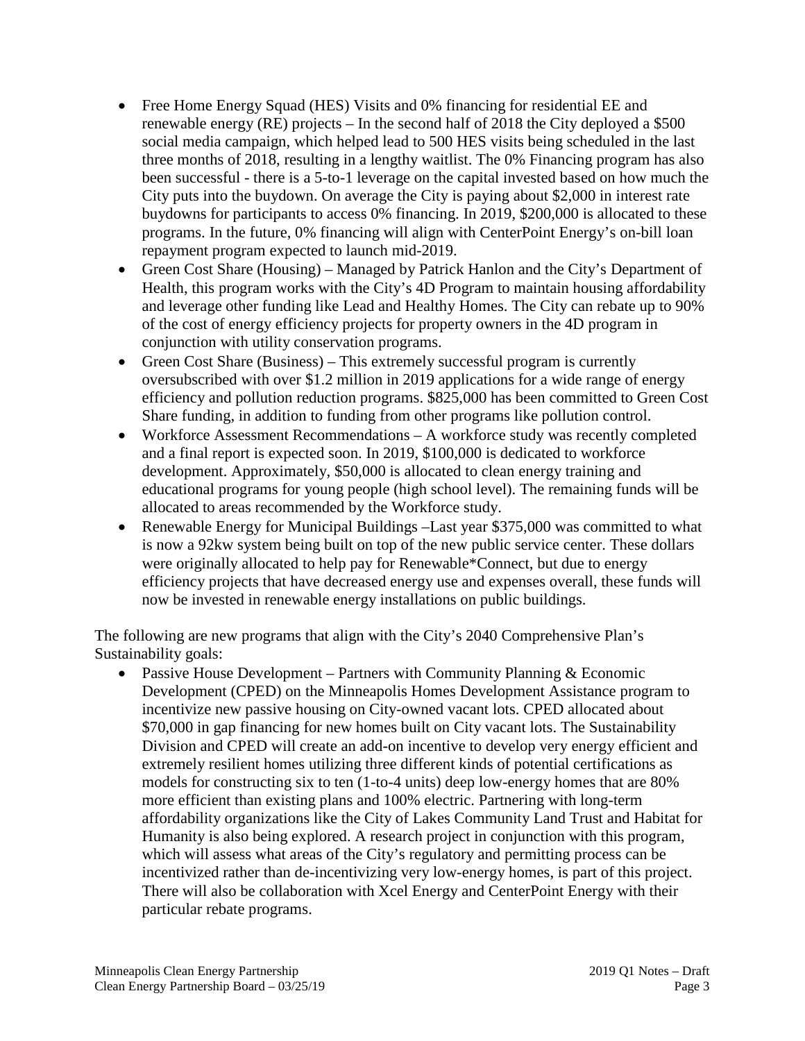- Free Home Energy Squad (HES) Visits and 0% financing for residential EE and renewable energy (RE) projects – In the second half of 2018 the City deployed a $500 social media campaign, which helped lead to 500 HES visits being scheduled in the last three months of 2018, resulting in a lengthy waitlist. The 0% Financing program has also been successful - there is a 5-to-1 leverage on the capital invested based on how much the City puts into the buydown. On average the City is paying about $2,000 in interest rate buydowns for participants to access 0% financing. In 2019, $200,000 is allocated to these programs. In the future, 0% financing will align with CenterPoint Energy's on-bill loan repayment program expected to launch mid-2019.
- Green Cost Share (Housing) – Managed by Patrick Hanlon and the City's Department of Health, this program works with the City's 4D Program to maintain housing affordability and leverage other funding like Lead and Healthy Homes. The City can rebate up to 90% of the cost of energy efficiency projects for property owners in the 4D program in conjunction with utility conservation programs.
- Green Cost Share (Business) – This extremely successful program is currently oversubscribed with over $1.2 million in 2019 applications for a wide range of energy efficiency and pollution reduction programs. $825,000 has been committed to Green Cost Share funding, in addition to funding from other programs like pollution control.
- Workforce Assessment Recommendations – A workforce study was recently completed and a final report is expected soon. In 2019, $100,000 is dedicated to workforce development. Approximately, $50,000 is allocated to clean energy training and educational programs for young people (high school level). The remaining funds will be allocated to areas recommended by the Workforce study.
- Renewable Energy for Municipal Buildings –Last year $375,000 was committed to what is now a 92kw system being built on top of the new public service center. These dollars were originally allocated to help pay for Renewable*Connect, but due to energy efficiency projects that have decreased energy use and expenses overall, these funds will now be invested in renewable energy installations on public buildings.

The following are new programs that align with the City's 2040 Comprehensive Plan's Sustainability goals:

- Passive House Development – Partners with Community Planning & Economic Development (CPED) on the Minneapolis Homes Development Assistance program to incentivize new passive housing on City-owned vacant lots. CPED allocated about $70,000 in gap financing for new homes built on City vacant lots. The Sustainability Division and CPED will create an add-on incentive to develop very energy efficient and extremely resilient homes utilizing three different kinds of potential certifications as models for constructing six to ten (1-to-4 units) deep low-energy homes that are 80% more efficient than existing plans and 100% electric. Partnering with long-term affordability organizations like the City of Lakes Community Land Trust and Habitat for Humanity is also being explored. A research project in conjunction with this program, which will assess what areas of the City's regulatory and permitting process can be incentivized rather than de-incentivizing very low-energy homes, is part of this project. There will also be collaboration with Xcel Energy and CenterPoint Energy with their particular rebate programs.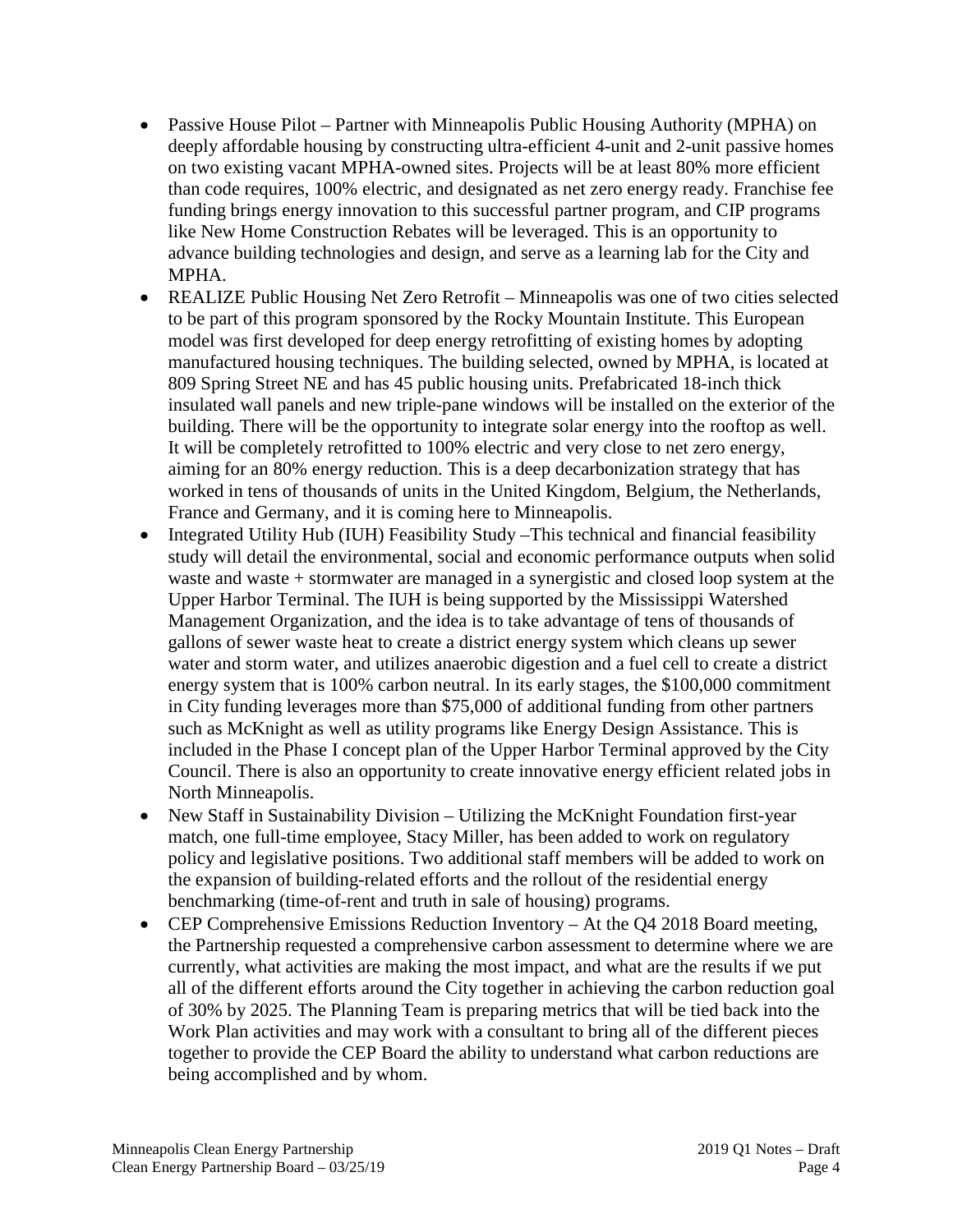- Passive House Pilot – Partner with Minneapolis Public Housing Authority (MPHA) on deeply affordable housing by constructing ultra-efficient 4-unit and 2-unit passive homes on two existing vacant MPHA-owned sites. Projects will be at least 80% more efficient than code requires, 100% electric, and designated as net zero energy ready. Franchise fee funding brings energy innovation to this successful partner program, and CIP programs like New Home Construction Rebates will be leveraged. This is an opportunity to advance building technologies and design, and serve as a learning lab for the City and MPHA.
- REALIZE Public Housing Net Zero Retrofit – Minneapolis was one of two cities selected to be part of this program sponsored by the Rocky Mountain Institute. This European model was first developed for deep energy retrofitting of existing homes by adopting manufactured housing techniques. The building selected, owned by MPHA, is located at 809 Spring Street NE and has 45 public housing units. Prefabricated 18-inch thick insulated wall panels and new triple-pane windows will be installed on the exterior of the building. There will be the opportunity to integrate solar energy into the rooftop as well. It will be completely retrofitted to 100% electric and very close to net zero energy, aiming for an 80% energy reduction. This is a deep decarbonization strategy that has worked in tens of thousands of units in the United Kingdom, Belgium, the Netherlands, France and Germany, and it is coming here to Minneapolis.
- Integrated Utility Hub (IUH) Feasibility Study –This technical and financial feasibility study will detail the environmental, social and economic performance outputs when solid waste and waste + stormwater are managed in a synergistic and closed loop system at the Upper Harbor Terminal. The IUH is being supported by the Mississippi Watershed Management Organization, and the idea is to take advantage of tens of thousands of gallons of sewer waste heat to create a district energy system which cleans up sewer water and storm water, and utilizes anaerobic digestion and a fuel cell to create a district energy system that is 100% carbon neutral. In its early stages, the $100,000 commitment in City funding leverages more than $75,000 of additional funding from other partners such as McKnight as well as utility programs like Energy Design Assistance. This is included in the Phase I concept plan of the Upper Harbor Terminal approved by the City Council. There is also an opportunity to create innovative energy efficient related jobs in North Minneapolis.
- New Staff in Sustainability Division – Utilizing the McKnight Foundation first-year match, one full-time employee, Stacy Miller, has been added to work on regulatory policy and legislative positions. Two additional staff members will be added to work on the expansion of building-related efforts and the rollout of the residential energy benchmarking (time-of-rent and truth in sale of housing) programs.
- CEP Comprehensive Emissions Reduction Inventory – At the Q4 2018 Board meeting, the Partnership requested a comprehensive carbon assessment to determine where we are currently, what activities are making the most impact, and what are the results if we put all of the different efforts around the City together in achieving the carbon reduction goal of 30% by 2025. The Planning Team is preparing metrics that will be tied back into the Work Plan activities and may work with a consultant to bring all of the different pieces together to provide the CEP Board the ability to understand what carbon reductions are being accomplished and by whom.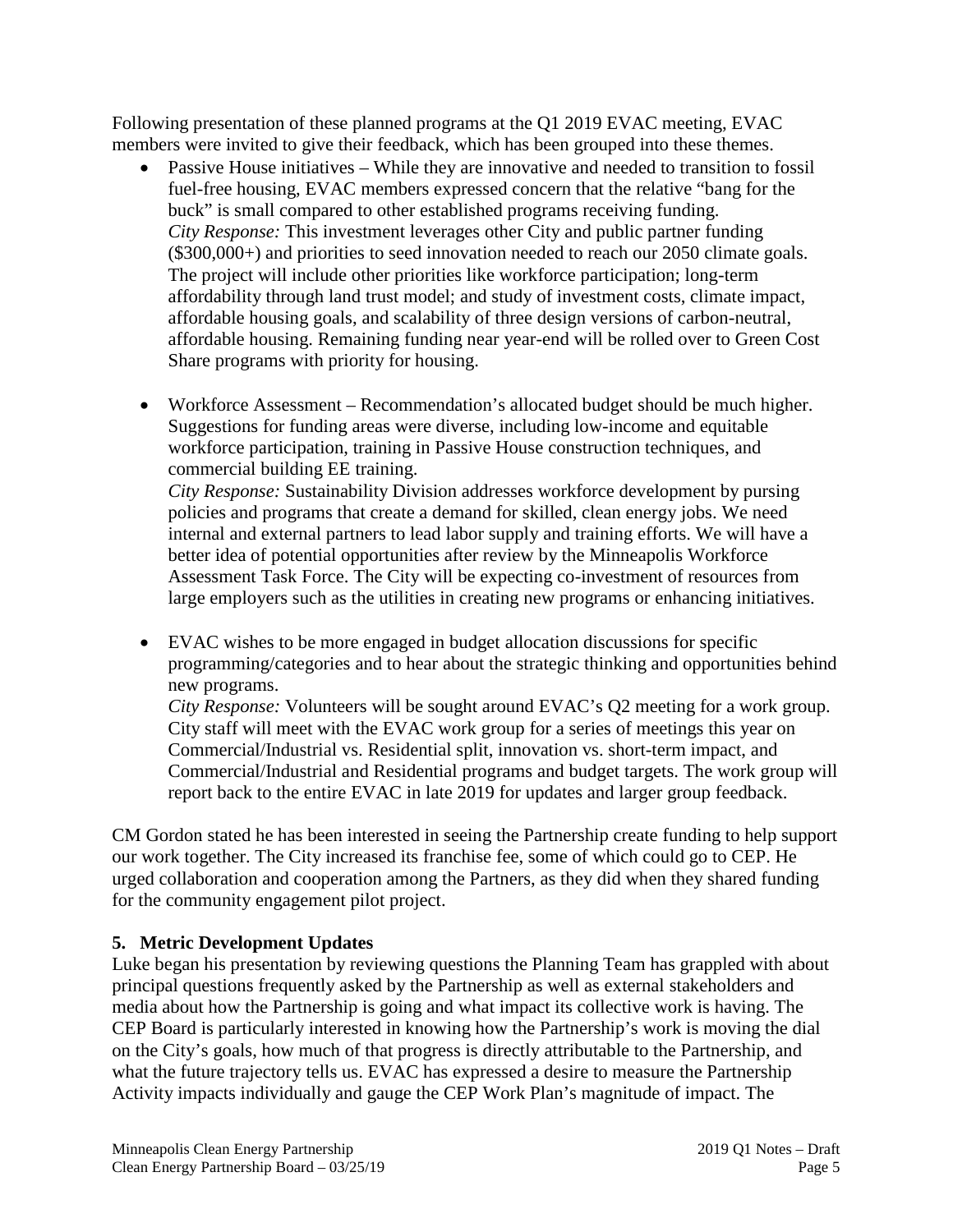Following presentation of these planned programs at the Q1 2019 EVAC meeting, EVAC members were invited to give their feedback, which has been grouped into these themes.

- Passive House initiatives – While they are innovative and needed to transition to fossil fuel-free housing, EVAC members expressed concern that the relative "bang for the buck" is small compared to other established programs receiving funding.
  *City Response:* This investment leverages other City and public partner funding ($300,000+) and priorities to seed innovation needed to reach our 2050 climate goals. The project will include other priorities like workforce participation; long-term affordability through land trust model; and study of investment costs, climate impact, affordable housing goals, and scalability of three design versions of carbon-neutral, affordable housing. Remaining funding near year-end will be rolled over to Green Cost Share programs with priority for housing.

- Workforce Assessment – Recommendation's allocated budget should be much higher. Suggestions for funding areas were diverse, including low-income and equitable workforce participation, training in Passive House construction techniques, and commercial building EE training.
  *City Response:* Sustainability Division addresses workforce development by pursing policies and programs that create a demand for skilled, clean energy jobs. We need internal and external partners to lead labor supply and training efforts. We will have a better idea of potential opportunities after review by the Minneapolis Workforce Assessment Task Force. The City will be expecting co-investment of resources from large employers such as the utilities in creating new programs or enhancing initiatives.

- EVAC wishes to be more engaged in budget allocation discussions for specific programming/categories and to hear about the strategic thinking and opportunities behind new programs.
  *City Response:* Volunteers will be sought around EVAC's Q2 meeting for a work group. City staff will meet with the EVAC work group for a series of meetings this year on Commercial/Industrial vs. Residential split, innovation vs. short-term impact, and Commercial/Industrial and Residential programs and budget targets. The work group will report back to the entire EVAC in late 2019 for updates and larger group feedback.

CM Gordon stated he has been interested in seeing the Partnership create funding to help support our work together. The City increased its franchise fee, some of which could go to CEP. He urged collaboration and cooperation among the Partners, as they did when they shared funding for the community engagement pilot project.

### 5. Metric Development Updates

Luke began his presentation by reviewing questions the Planning Team has grappled with about principal questions frequently asked by the Partnership as well as external stakeholders and media about how the Partnership is going and what impact its collective work is having. The CEP Board is particularly interested in knowing how the Partnership's work is moving the dial on the City's goals, how much of that progress is directly attributable to the Partnership, and what the future trajectory tells us. EVAC has expressed a desire to measure the Partnership Activity impacts individually and gauge the CEP Work Plan's magnitude of impact. The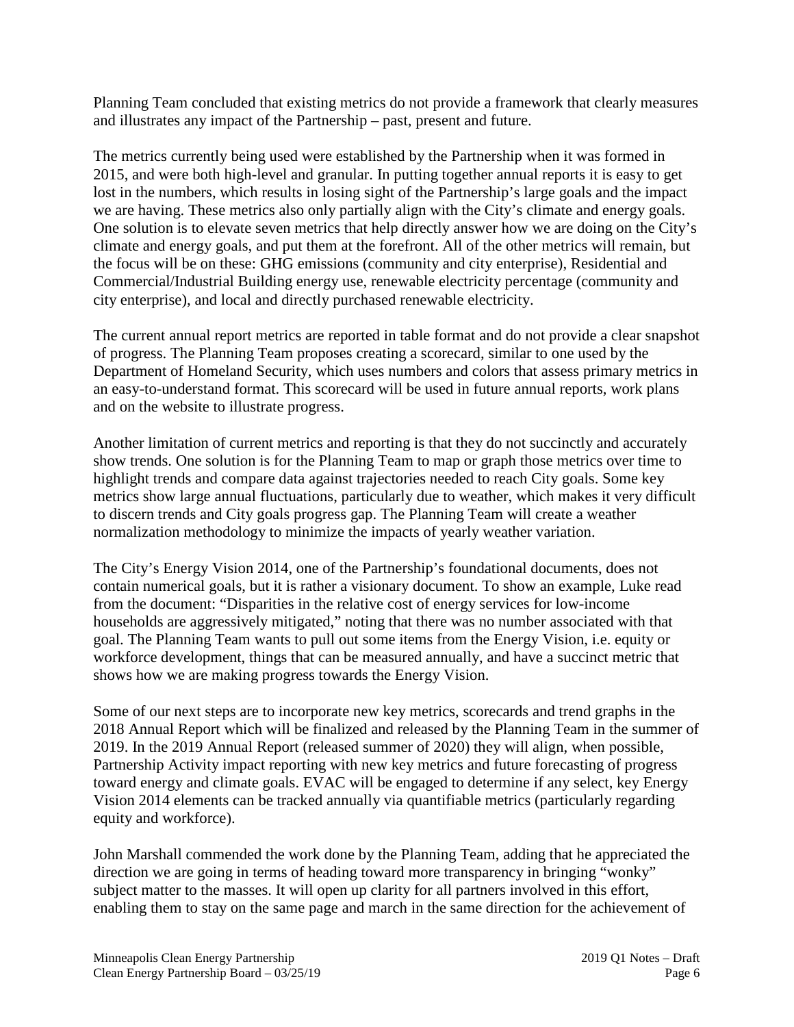Planning Team concluded that existing metrics do not provide a framework that clearly measures and illustrates any impact of the Partnership – past, present and future.

The metrics currently being used were established by the Partnership when it was formed in 2015, and were both high-level and granular. In putting together annual reports it is easy to get lost in the numbers, which results in losing sight of the Partnership's large goals and the impact we are having. These metrics also only partially align with the City's climate and energy goals. One solution is to elevate seven metrics that help directly answer how we are doing on the City's climate and energy goals, and put them at the forefront. All of the other metrics will remain, but the focus will be on these: GHG emissions (community and city enterprise), Residential and Commercial/Industrial Building energy use, renewable electricity percentage (community and city enterprise), and local and directly purchased renewable electricity.

The current annual report metrics are reported in table format and do not provide a clear snapshot of progress. The Planning Team proposes creating a scorecard, similar to one used by the Department of Homeland Security, which uses numbers and colors that assess primary metrics in an easy-to-understand format. This scorecard will be used in future annual reports, work plans and on the website to illustrate progress.

Another limitation of current metrics and reporting is that they do not succinctly and accurately show trends. One solution is for the Planning Team to map or graph those metrics over time to highlight trends and compare data against trajectories needed to reach City goals. Some key metrics show large annual fluctuations, particularly due to weather, which makes it very difficult to discern trends and City goals progress gap. The Planning Team will create a weather normalization methodology to minimize the impacts of yearly weather variation.

The City's Energy Vision 2014, one of the Partnership's foundational documents, does not contain numerical goals, but it is rather a visionary document. To show an example, Luke read from the document: "Disparities in the relative cost of energy services for low-income households are aggressively mitigated," noting that there was no number associated with that goal. The Planning Team wants to pull out some items from the Energy Vision, i.e. equity or workforce development, things that can be measured annually, and have a succinct metric that shows how we are making progress towards the Energy Vision.

Some of our next steps are to incorporate new key metrics, scorecards and trend graphs in the 2018 Annual Report which will be finalized and released by the Planning Team in the summer of 2019. In the 2019 Annual Report (released summer of 2020) they will align, when possible, Partnership Activity impact reporting with new key metrics and future forecasting of progress toward energy and climate goals. EVAC will be engaged to determine if any select, key Energy Vision 2014 elements can be tracked annually via quantifiable metrics (particularly regarding equity and workforce).

John Marshall commended the work done by the Planning Team, adding that he appreciated the direction we are going in terms of heading toward more transparency in bringing "wonky" subject matter to the masses. It will open up clarity for all partners involved in this effort, enabling them to stay on the same page and march in the same direction for the achievement of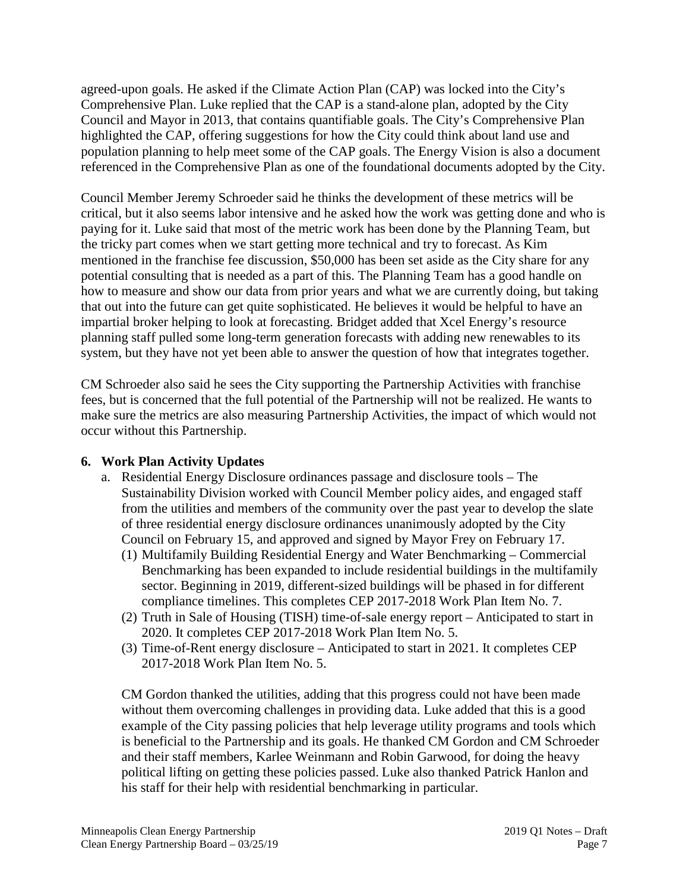agreed-upon goals. He asked if the Climate Action Plan (CAP) was locked into the City's Comprehensive Plan. Luke replied that the CAP is a stand-alone plan, adopted by the City Council and Mayor in 2013, that contains quantifiable goals. The City's Comprehensive Plan highlighted the CAP, offering suggestions for how the City could think about land use and population planning to help meet some of the CAP goals. The Energy Vision is also a document referenced in the Comprehensive Plan as one of the foundational documents adopted by the City.

Council Member Jeremy Schroeder said he thinks the development of these metrics will be critical, but it also seems labor intensive and he asked how the work was getting done and who is paying for it. Luke said that most of the metric work has been done by the Planning Team, but the tricky part comes when we start getting more technical and try to forecast. As Kim mentioned in the franchise fee discussion, $50,000 has been set aside as the City share for any potential consulting that is needed as a part of this. The Planning Team has a good handle on how to measure and show our data from prior years and what we are currently doing, but taking that out into the future can get quite sophisticated. He believes it would be helpful to have an impartial broker helping to look at forecasting. Bridget added that Xcel Energy's resource planning staff pulled some long-term generation forecasts with adding new renewables to its system, but they have not yet been able to answer the question of how that integrates together.

CM Schroeder also said he sees the City supporting the Partnership Activities with franchise fees, but is concerned that the full potential of the Partnership will not be realized. He wants to make sure the metrics are also measuring Partnership Activities, the impact of which would not occur without this Partnership.

**6. Work Plan Activity Updates**

a. Residential Energy Disclosure ordinances passage and disclosure tools – The Sustainability Division worked with Council Member policy aides, and engaged staff from the utilities and members of the community over the past year to develop the slate of three residential energy disclosure ordinances unanimously adopted by the City Council on February 15, and approved and signed by Mayor Frey on February 17.

(1) Multifamily Building Residential Energy and Water Benchmarking – Commercial Benchmarking has been expanded to include residential buildings in the multifamily sector. Beginning in 2019, different-sized buildings will be phased in for different compliance timelines. This completes CEP 2017-2018 Work Plan Item No. 7.

(2) Truth in Sale of Housing (TISH) time-of-sale energy report – Anticipated to start in 2020. It completes CEP 2017-2018 Work Plan Item No. 5.

(3) Time-of-Rent energy disclosure – Anticipated to start in 2021. It completes CEP 2017-2018 Work Plan Item No. 5.

CM Gordon thanked the utilities, adding that this progress could not have been made without them overcoming challenges in providing data. Luke added that this is a good example of the City passing policies that help leverage utility programs and tools which is beneficial to the Partnership and its goals. He thanked CM Gordon and CM Schroeder and their staff members, Karlee Weinmann and Robin Garwood, for doing the heavy political lifting on getting these policies passed. Luke also thanked Patrick Hanlon and his staff for their help with residential benchmarking in particular.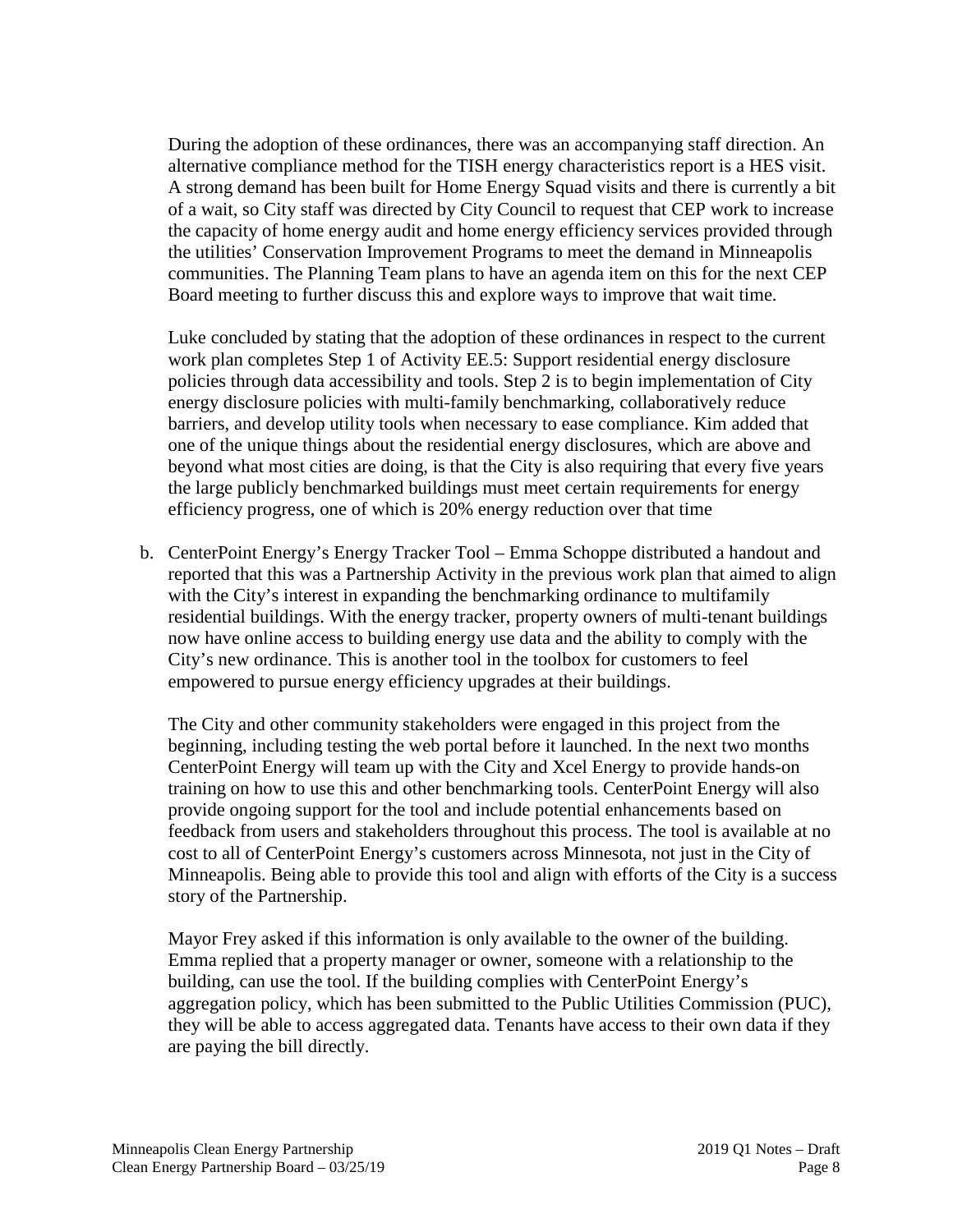During the adoption of these ordinances, there was an accompanying staff direction. An alternative compliance method for the TISH energy characteristics report is a HES visit. A strong demand has been built for Home Energy Squad visits and there is currently a bit of a wait, so City staff was directed by City Council to request that CEP work to increase the capacity of home energy audit and home energy efficiency services provided through the utilities' Conservation Improvement Programs to meet the demand in Minneapolis communities. The Planning Team plans to have an agenda item on this for the next CEP Board meeting to further discuss this and explore ways to improve that wait time.

Luke concluded by stating that the adoption of these ordinances in respect to the current work plan completes Step 1 of Activity EE.5: Support residential energy disclosure policies through data accessibility and tools. Step 2 is to begin implementation of City energy disclosure policies with multi-family benchmarking, collaboratively reduce barriers, and develop utility tools when necessary to ease compliance. Kim added that one of the unique things about the residential energy disclosures, which are above and beyond what most cities are doing, is that the City is also requiring that every five years the large publicly benchmarked buildings must meet certain requirements for energy efficiency progress, one of which is 20% energy reduction over that time

b. CenterPoint Energy's Energy Tracker Tool – Emma Schoppe distributed a handout and reported that this was a Partnership Activity in the previous work plan that aimed to align with the City's interest in expanding the benchmarking ordinance to multifamily residential buildings. With the energy tracker, property owners of multi-tenant buildings now have online access to building energy use data and the ability to comply with the City's new ordinance. This is another tool in the toolbox for customers to feel empowered to pursue energy efficiency upgrades at their buildings.

   The City and other community stakeholders were engaged in this project from the beginning, including testing the web portal before it launched. In the next two months CenterPoint Energy will team up with the City and Xcel Energy to provide hands-on training on how to use this and other benchmarking tools. CenterPoint Energy will also provide ongoing support for the tool and include potential enhancements based on feedback from users and stakeholders throughout this process. The tool is available at no cost to all of CenterPoint Energy's customers across Minnesota, not just in the City of Minneapolis. Being able to provide this tool and align with efforts of the City is a success story of the Partnership.

   Mayor Frey asked if this information is only available to the owner of the building. Emma replied that a property manager or owner, someone with a relationship to the building, can use the tool. If the building complies with CenterPoint Energy's aggregation policy, which has been submitted to the Public Utilities Commission (PUC), they will be able to access aggregated data. Tenants have access to their own data if they are paying the bill directly.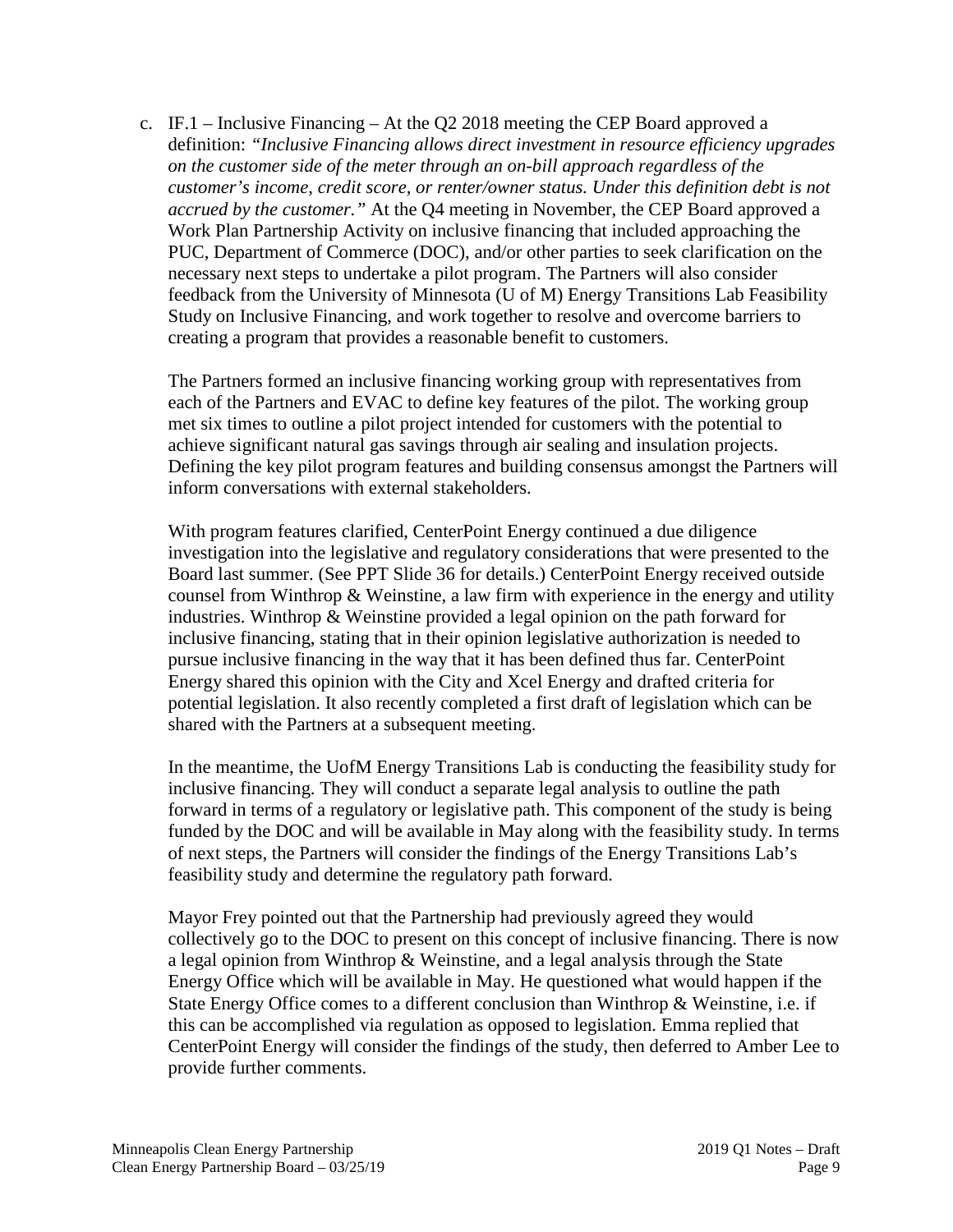c. IF.1 – Inclusive Financing – At the Q2 2018 meeting the CEP Board approved a definition: *"Inclusive Financing allows direct investment in resource efficiency upgrades on the customer side of the meter through an on-bill approach regardless of the customer's income, credit score, or renter/owner status. Under this definition debt is not accrued by the customer."* At the Q4 meeting in November, the CEP Board approved a Work Plan Partnership Activity on inclusive financing that included approaching the PUC, Department of Commerce (DOC), and/or other parties to seek clarification on the necessary next steps to undertake a pilot program. The Partners will also consider feedback from the University of Minnesota (U of M) Energy Transitions Lab Feasibility Study on Inclusive Financing, and work together to resolve and overcome barriers to creating a program that provides a reasonable benefit to customers.

   The Partners formed an inclusive financing working group with representatives from each of the Partners and EVAC to define key features of the pilot. The working group met six times to outline a pilot project intended for customers with the potential to achieve significant natural gas savings through air sealing and insulation projects. Defining the key pilot program features and building consensus amongst the Partners will inform conversations with external stakeholders.

   With program features clarified, CenterPoint Energy continued a due diligence investigation into the legislative and regulatory considerations that were presented to the Board last summer. (See PPT Slide 36 for details.) CenterPoint Energy received outside counsel from Winthrop & Weinstine, a law firm with experience in the energy and utility industries. Winthrop & Weinstine provided a legal opinion on the path forward for inclusive financing, stating that in their opinion legislative authorization is needed to pursue inclusive financing in the way that it has been defined thus far. CenterPoint Energy shared this opinion with the City and Xcel Energy and drafted criteria for potential legislation. It also recently completed a first draft of legislation which can be shared with the Partners at a subsequent meeting.

   In the meantime, the UofM Energy Transitions Lab is conducting the feasibility study for inclusive financing. They will conduct a separate legal analysis to outline the path forward in terms of a regulatory or legislative path. This component of the study is being funded by the DOC and will be available in May along with the feasibility study. In terms of next steps, the Partners will consider the findings of the Energy Transitions Lab's feasibility study and determine the regulatory path forward.

   Mayor Frey pointed out that the Partnership had previously agreed they would collectively go to the DOC to present on this concept of inclusive financing. There is now a legal opinion from Winthrop & Weinstine, and a legal analysis through the State Energy Office which will be available in May. He questioned what would happen if the State Energy Office comes to a different conclusion than Winthrop & Weinstine, i.e. if this can be accomplished via regulation as opposed to legislation. Emma replied that CenterPoint Energy will consider the findings of the study, then deferred to Amber Lee to provide further comments.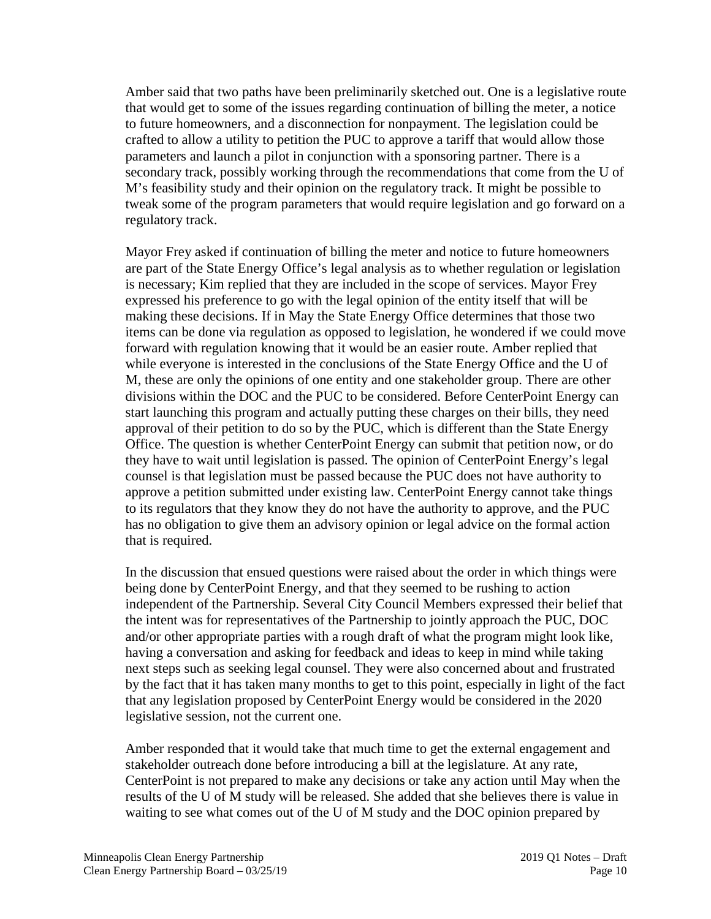Amber said that two paths have been preliminarily sketched out. One is a legislative route that would get to some of the issues regarding continuation of billing the meter, a notice to future homeowners, and a disconnection for nonpayment. The legislation could be crafted to allow a utility to petition the PUC to approve a tariff that would allow those parameters and launch a pilot in conjunction with a sponsoring partner. There is a secondary track, possibly working through the recommendations that come from the U of M's feasibility study and their opinion on the regulatory track. It might be possible to tweak some of the program parameters that would require legislation and go forward on a regulatory track.

Mayor Frey asked if continuation of billing the meter and notice to future homeowners are part of the State Energy Office's legal analysis as to whether regulation or legislation is necessary; Kim replied that they are included in the scope of services. Mayor Frey expressed his preference to go with the legal opinion of the entity itself that will be making these decisions. If in May the State Energy Office determines that those two items can be done via regulation as opposed to legislation, he wondered if we could move forward with regulation knowing that it would be an easier route. Amber replied that while everyone is interested in the conclusions of the State Energy Office and the U of M, these are only the opinions of one entity and one stakeholder group. There are other divisions within the DOC and the PUC to be considered. Before CenterPoint Energy can start launching this program and actually putting these charges on their bills, they need approval of their petition to do so by the PUC, which is different than the State Energy Office. The question is whether CenterPoint Energy can submit that petition now, or do they have to wait until legislation is passed. The opinion of CenterPoint Energy's legal counsel is that legislation must be passed because the PUC does not have authority to approve a petition submitted under existing law. CenterPoint Energy cannot take things to its regulators that they know they do not have the authority to approve, and the PUC has no obligation to give them an advisory opinion or legal advice on the formal action that is required.

In the discussion that ensued questions were raised about the order in which things were being done by CenterPoint Energy, and that they seemed to be rushing to action independent of the Partnership. Several City Council Members expressed their belief that the intent was for representatives of the Partnership to jointly approach the PUC, DOC and/or other appropriate parties with a rough draft of what the program might look like, having a conversation and asking for feedback and ideas to keep in mind while taking next steps such as seeking legal counsel. They were also concerned about and frustrated by the fact that it has taken many months to get to this point, especially in light of the fact that any legislation proposed by CenterPoint Energy would be considered in the 2020 legislative session, not the current one.

Amber responded that it would take that much time to get the external engagement and stakeholder outreach done before introducing a bill at the legislature. At any rate, CenterPoint is not prepared to make any decisions or take any action until May when the results of the U of M study will be released. She added that she believes there is value in waiting to see what comes out of the U of M study and the DOC opinion prepared by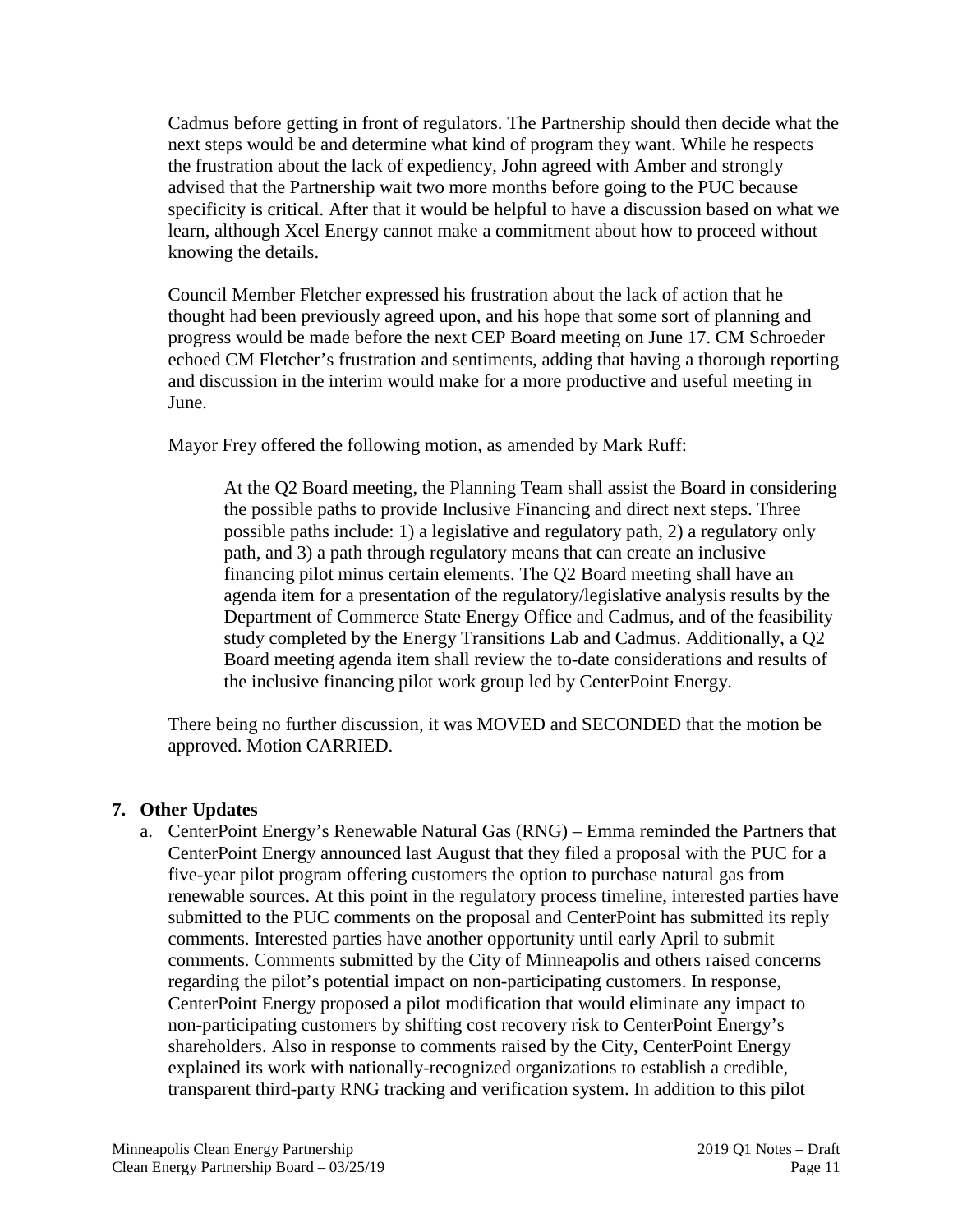Cadmus before getting in front of regulators. The Partnership should then decide what the next steps would be and determine what kind of program they want. While he respects the frustration about the lack of expediency, John agreed with Amber and strongly advised that the Partnership wait two more months before going to the PUC because specificity is critical. After that it would be helpful to have a discussion based on what we learn, although Xcel Energy cannot make a commitment about how to proceed without knowing the details.

Council Member Fletcher expressed his frustration about the lack of action that he thought had been previously agreed upon, and his hope that some sort of planning and progress would be made before the next CEP Board meeting on June 17. CM Schroeder echoed CM Fletcher's frustration and sentiments, adding that having a thorough reporting and discussion in the interim would make for a more productive and useful meeting in June.

Mayor Frey offered the following motion, as amended by Mark Ruff:

> At the Q2 Board meeting, the Planning Team shall assist the Board in considering the possible paths to provide Inclusive Financing and direct next steps. Three possible paths include: 1) a legislative and regulatory path, 2) a regulatory only path, and 3) a path through regulatory means that can create an inclusive financing pilot minus certain elements. The Q2 Board meeting shall have an agenda item for a presentation of the regulatory/legislative analysis results by the Department of Commerce State Energy Office and Cadmus, and of the feasibility study completed by the Energy Transitions Lab and Cadmus. Additionally, a Q2 Board meeting agenda item shall review the to-date considerations and results of the inclusive financing pilot work group led by CenterPoint Energy.

There being no further discussion, it was MOVED and SECONDED that the motion be approved. Motion CARRIED.

## 7. Other Updates

a. CenterPoint Energy's Renewable Natural Gas (RNG) – Emma reminded the Partners that CenterPoint Energy announced last August that they filed a proposal with the PUC for a five-year pilot program offering customers the option to purchase natural gas from renewable sources. At this point in the regulatory process timeline, interested parties have submitted to the PUC comments on the proposal and CenterPoint has submitted its reply comments. Interested parties have another opportunity until early April to submit comments. Comments submitted by the City of Minneapolis and others raised concerns regarding the pilot's potential impact on non-participating customers. In response, CenterPoint Energy proposed a pilot modification that would eliminate any impact to non-participating customers by shifting cost recovery risk to CenterPoint Energy's shareholders. Also in response to comments raised by the City, CenterPoint Energy explained its work with nationally-recognized organizations to establish a credible, transparent third-party RNG tracking and verification system. In addition to this pilot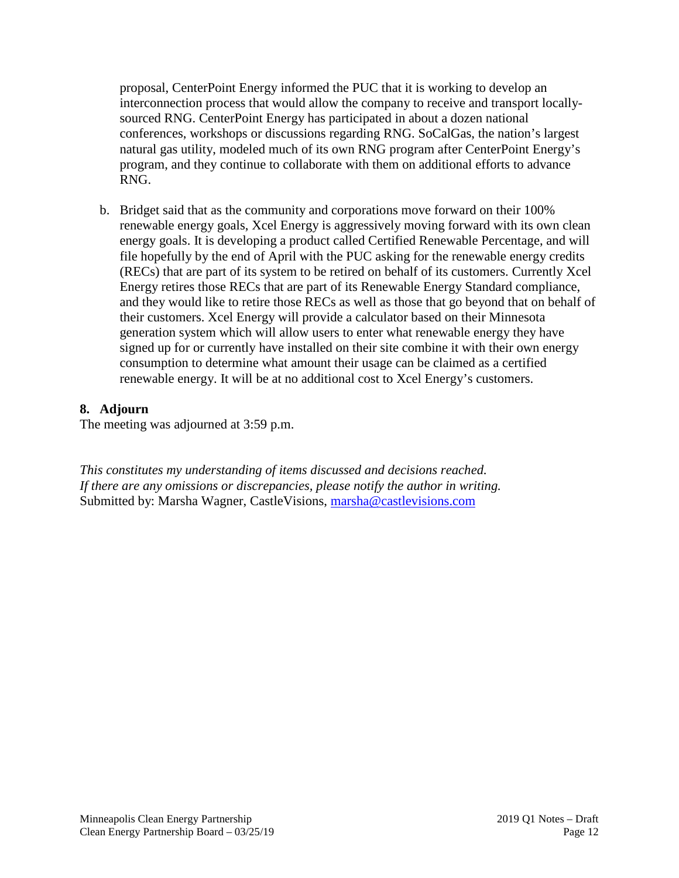proposal, CenterPoint Energy informed the PUC that it is working to develop an interconnection process that would allow the company to receive and transport locally-sourced RNG. CenterPoint Energy has participated in about a dozen national conferences, workshops or discussions regarding RNG. SoCalGas, the nation's largest natural gas utility, modeled much of its own RNG program after CenterPoint Energy's program, and they continue to collaborate with them on additional efforts to advance RNG.

b. Bridget said that as the community and corporations move forward on their 100% renewable energy goals, Xcel Energy is aggressively moving forward with its own clean energy goals. It is developing a product called Certified Renewable Percentage, and will file hopefully by the end of April with the PUC asking for the renewable energy credits (RECs) that are part of its system to be retired on behalf of its customers. Currently Xcel Energy retires those RECs that are part of its Renewable Energy Standard compliance, and they would like to retire those RECs as well as those that go beyond that on behalf of their customers. Xcel Energy will provide a calculator based on their Minnesota generation system which will allow users to enter what renewable energy they have signed up for or currently have installed on their site combine it with their own energy consumption to determine what amount their usage can be claimed as a certified renewable energy. It will be at no additional cost to Xcel Energy's customers.

## 8. Adjourn

The meeting was adjourned at 3:59 p.m.

*This constitutes my understanding of items discussed and decisions reached.*
*If there are any omissions or discrepancies, please notify the author in writing.*
Submitted by: Marsha Wagner, CastleVisions, marsha@castlevisions.com